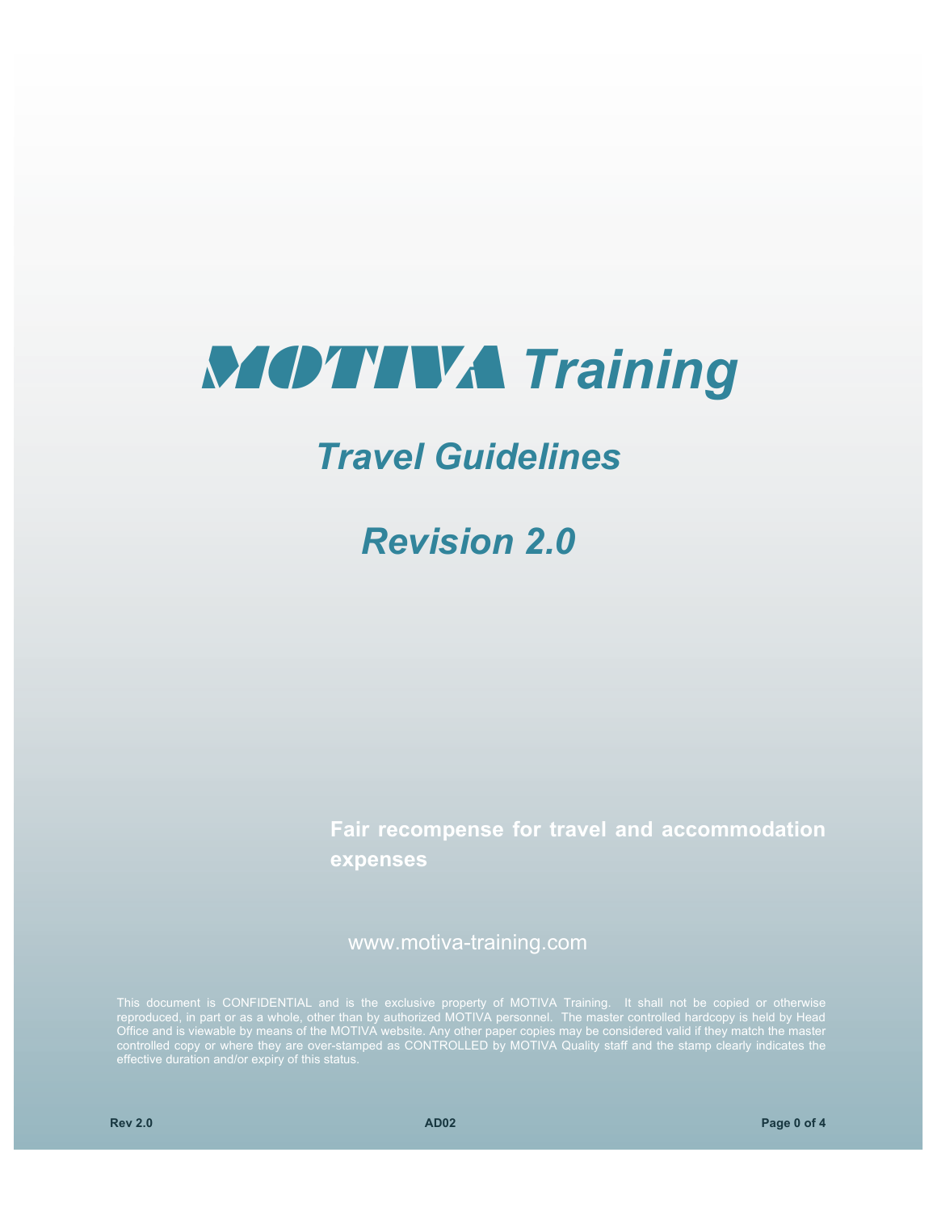# MOTIVA Training

## Travel Guidelines

## Revision 2.0

**Fair recompense for travel and accommodation expenses**

www.motiva-training.com

This document is CONFIDENTIAL and is the exclusive property of MOTIVA Training. It shall not be copied or otherwise reproduced, in part or as a whole, other than by authorized MOTIVA personnel. The master controlled hardcopy is held by Head Office and is viewable by means of the MOTIVA website. Any other paper copies may be considered valid if they match the master controlled copy or where they are over-stamped as CONTROLLED by MOTIVA Quality staff and the stamp clearly indicates the effective duration and/or expiry of this status.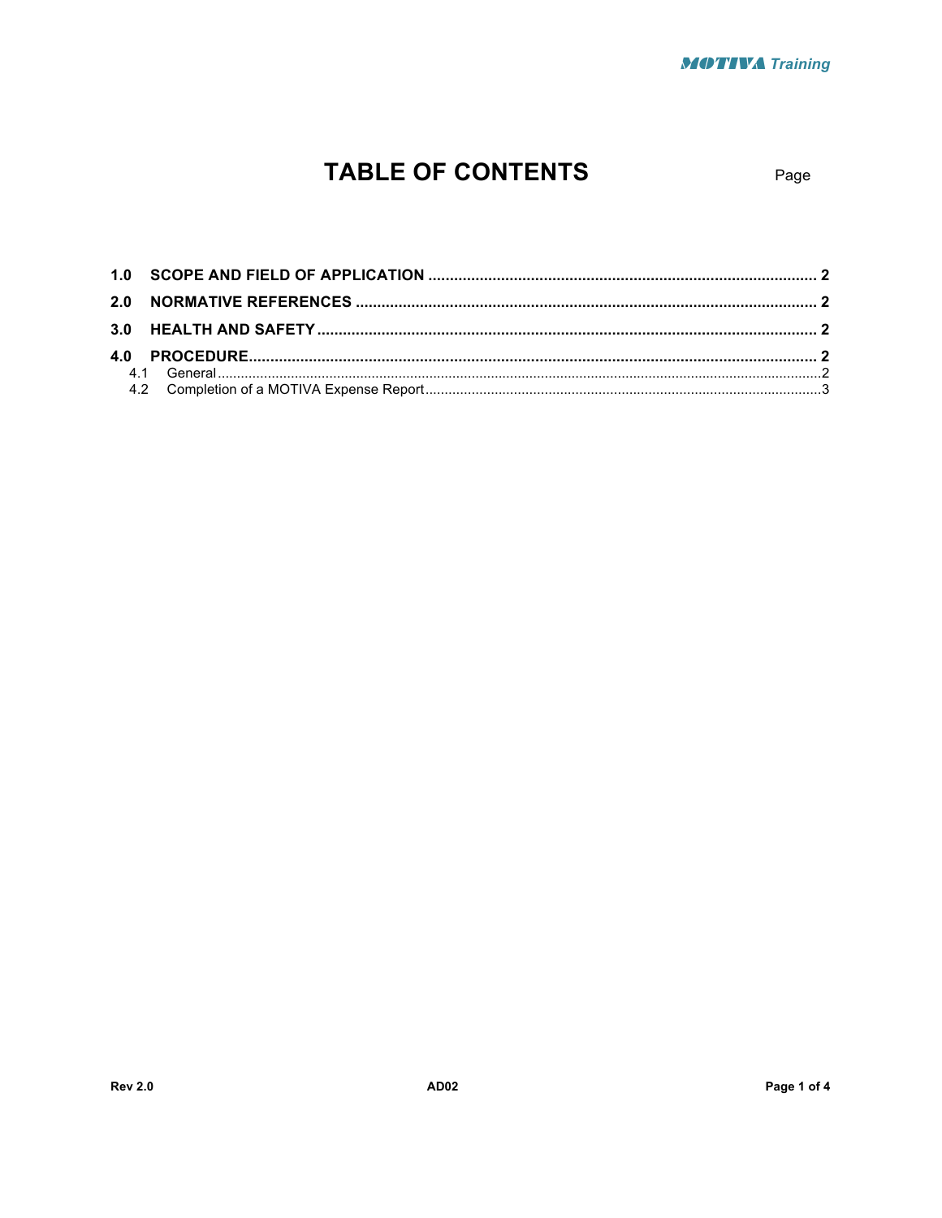# TABLE OF CONTENTS

Page

**1.0 SCOPE AND FIELD OF APPLICATION ........................................................................................ 2**

**2.0 NORMATIVE REFERENCES ......................................................................................................... 2**

**3.0 HEALTH AND SAFETY .................................................................................................................. 2**

**4.0 PROCEDURE.................................................................................................................................. 2**

4.1 General ...........................................................................................................................................2

4.2 Completion of a MOTIVA Expense Report ......................................................................................3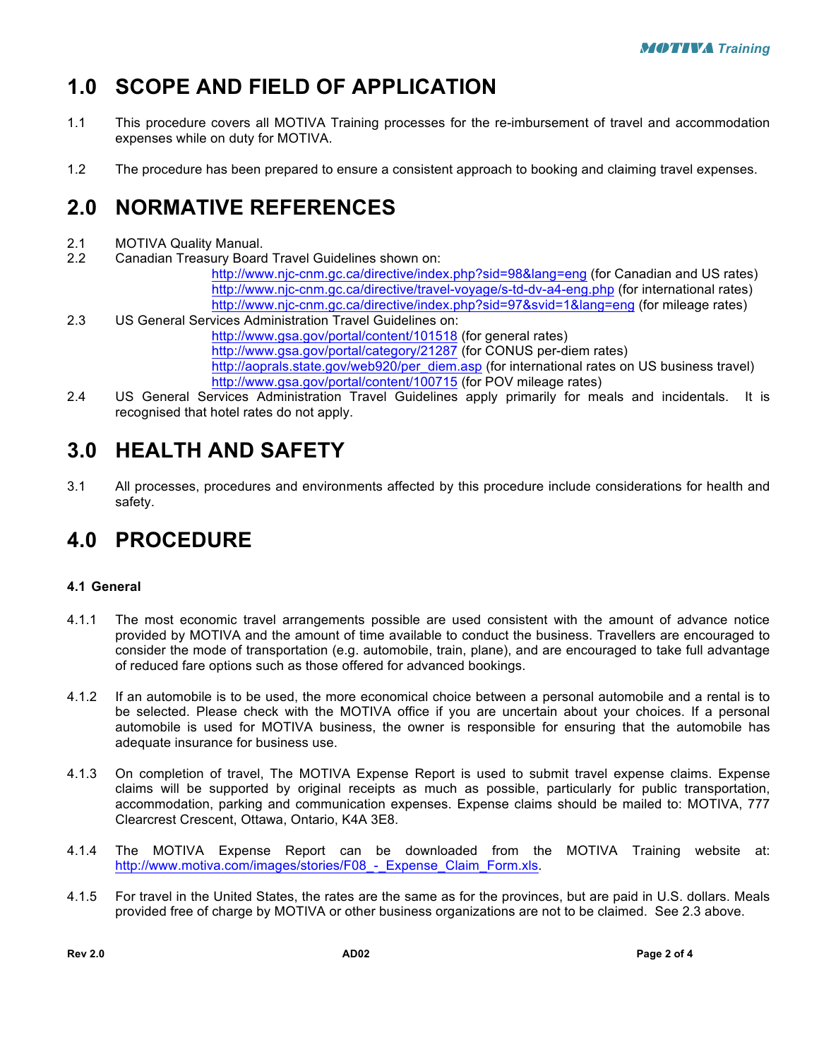# 1.0 SCOPE AND FIELD OF APPLICATION

1.1 This procedure covers all MOTIVA Training processes for the re-imbursement of travel and accommodation expenses while on duty for MOTIVA.

1.2 The procedure has been prepared to ensure a consistent approach to booking and claiming travel expenses.

# 2.0 NORMATIVE REFERENCES

2.1 MOTIVA Quality Manual.

2.2 Canadian Treasury Board Travel Guidelines shown on:

http://www.njc-cnm.gc.ca/directive/index.php?sid=98&lang=eng (for Canadian and US rates)
http://www.njc-cnm.gc.ca/directive/travel-voyage/s-td-dv-a4-eng.php (for international rates)
http://www.njc-cnm.gc.ca/directive/index.php?sid=97&svid=1&lang=eng (for mileage rates)

2.3 US General Services Administration Travel Guidelines on:

http://www.gsa.gov/portal/content/101518 (for general rates)
http://www.gsa.gov/portal/category/21287 (for CONUS per-diem rates)
http://aoprals.state.gov/web920/per_diem.asp (for international rates on US business travel)
http://www.gsa.gov/portal/content/100715 (for POV mileage rates)

2.4 US General Services Administration Travel Guidelines apply primarily for meals and incidentals. It is recognised that hotel rates do not apply.

# 3.0 HEALTH AND SAFETY

3.1 All processes, procedures and environments affected by this procedure include considerations for health and safety.

# 4.0 PROCEDURE

### 4.1 General

4.1.1 The most economic travel arrangements possible are used consistent with the amount of advance notice provided by MOTIVA and the amount of time available to conduct the business. Travellers are encouraged to consider the mode of transportation (e.g. automobile, train, plane), and are encouraged to take full advantage of reduced fare options such as those offered for advanced bookings.

4.1.2 If an automobile is to be used, the more economical choice between a personal automobile and a rental is to be selected. Please check with the MOTIVA office if you are uncertain about your choices. If a personal automobile is used for MOTIVA business, the owner is responsible for ensuring that the automobile has adequate insurance for business use.

4.1.3 On completion of travel, The MOTIVA Expense Report is used to submit travel expense claims. Expense claims will be supported by original receipts as much as possible, particularly for public transportation, accommodation, parking and communication expenses. Expense claims should be mailed to: MOTIVA, 777 Clearcrest Crescent, Ottawa, Ontario, K4A 3E8.

4.1.4 The MOTIVA Expense Report can be downloaded from the MOTIVA Training website at: http://www.motiva.com/images/stories/F08_-_Expense_Claim_Form.xls.

4.1.5 For travel in the United States, the rates are the same as for the provinces, but are paid in U.S. dollars. Meals provided free of charge by MOTIVA or other business organizations are not to be claimed. See 2.3 above.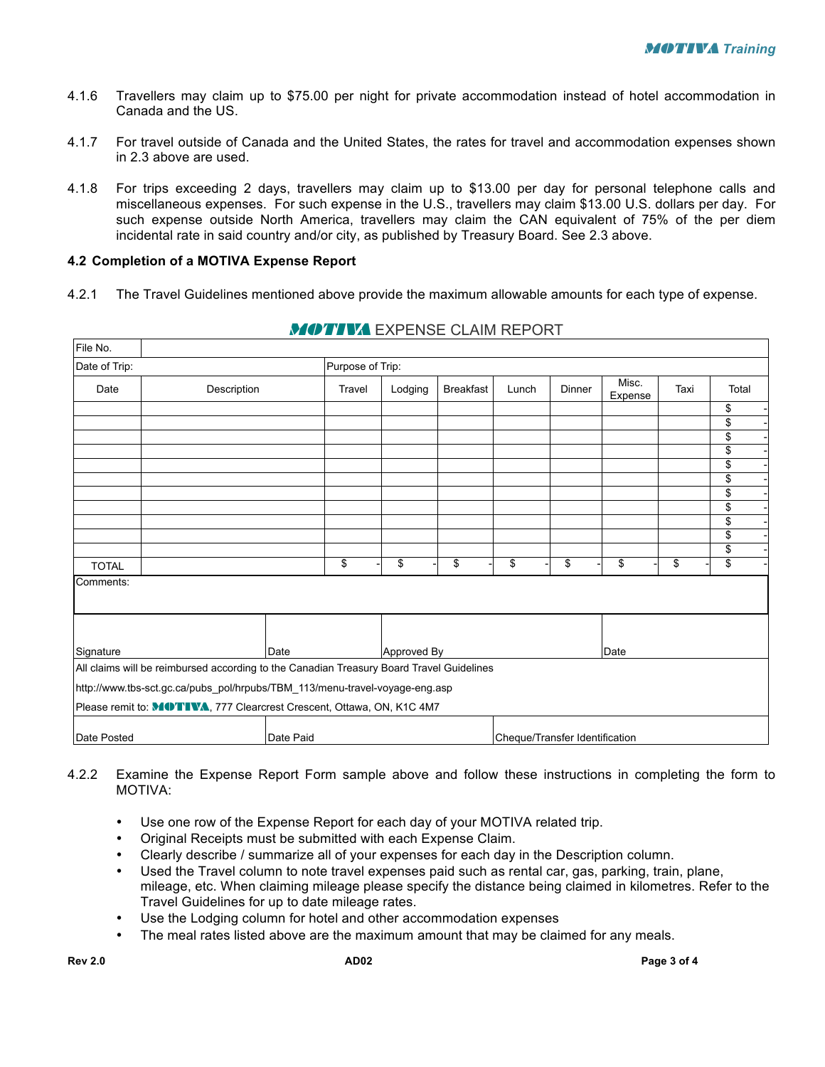4.1.6 Travellers may claim up to $75.00 per night for private accommodation instead of hotel accommodation in Canada and the US.

4.1.7 For travel outside of Canada and the United States, the rates for travel and accommodation expenses shown in 2.3 above are used.

4.1.8 For trips exceeding 2 days, travellers may claim up to $13.00 per day for personal telephone calls and miscellaneous expenses. For such expense in the U.S., travellers may claim $13.00 U.S. dollars per day. For such expense outside North America, travellers may claim the CAN equivalent of 75% of the per diem incidental rate in said country and/or city, as published by Treasury Board. See 2.3 above.

**4.2 Completion of a MOTIVA Expense Report**

4.2.1 The Travel Guidelines mentioned above provide the maximum allowable amounts for each type of expense.

**MOTIVA** EXPENSE CLAIM REPORT

| File No. | | | | | | | | | |
|---|---|---|---|---|---|---|---|---|---|
| Date of Trip: | | Purpose of Trip: | | | | | | | |
| Date | Description | Travel | Lodging | Breakfast | Lunch | Dinner | Misc. Expense | Taxi | Total |
| | | | | | | | | | $ - |
| | | | | | | | | | $ - |
| | | | | | | | | | $ - |
| | | | | | | | | | $ - |
| | | | | | | | | | $ - |
| | | | | | | | | | $ - |
| | | | | | | | | | $ - |
| | | | | | | | | | $ - |
| | | | | | | | | | $ - |
| | | | | | | | | | $ - |
| | | | | | | | | | $ - |
| TOTAL | | $ - | $ - | $ - | $ - | $ - | $ - | $ - | $ - |
| Comments: | | | | | | | | | |
| Signature | Date | | Approved By | | | | Date | | |
| All claims will be reimbursed according to the Canadian Treasury Board Travel Guidelines | | | | | | | | | |
| http://www.tbs-sct.gc.ca/pubs_pol/hrpubs/TBM_113/menu-travel-voyage-eng.asp | | | | | | | | | |
| Please remit to: MOTIVA, 777 Clearcrest Crescent, Ottawa, ON, K1C 4M7 | | | | | | | | | |
| Date Posted | Date Paid | | Cheque/Transfer Identification | | | | | | |

4.2.2 Examine the Expense Report Form sample above and follow these instructions in completing the form to MOTIVA:

- Use one row of the Expense Report for each day of your MOTIVA related trip.
- Original Receipts must be submitted with each Expense Claim.
- Clearly describe / summarize all of your expenses for each day in the Description column.
- Used the Travel column to note travel expenses paid such as rental car, gas, parking, train, plane, mileage, etc. When claiming mileage please specify the distance being claimed in kilometres. Refer to the Travel Guidelines for up to date mileage rates.
- Use the Lodging column for hotel and other accommodation expenses
- The meal rates listed above are the maximum amount that may be claimed for any meals.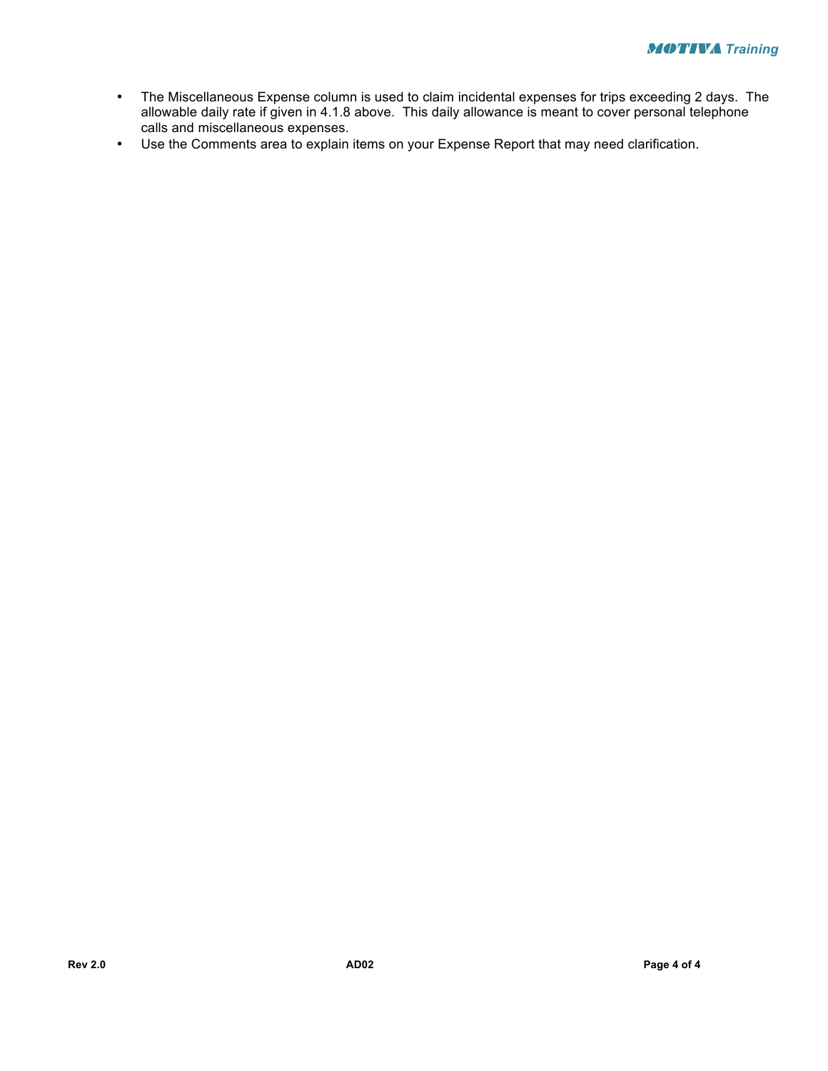- The Miscellaneous Expense column is used to claim incidental expenses for trips exceeding 2 days. The allowable daily rate if given in 4.1.8 above. This daily allowance is meant to cover personal telephone calls and miscellaneous expenses.
- Use the Comments area to explain items on your Expense Report that may need clarification.